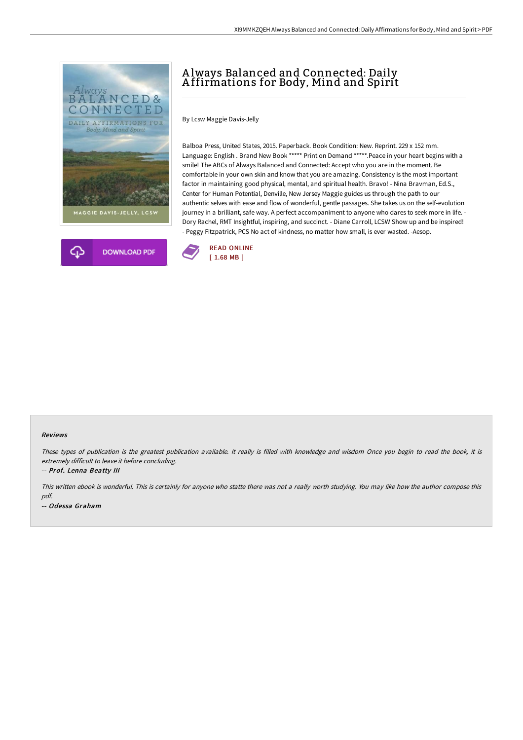# Always Balanced and Connected: Daily Affirmations for Body, Mind and Spirit

By Lcsw Maggie Davis-Jelly

Balboa Press, United States, 2015. Paperback. Book Condition: New. Reprint. 229 x 152 mm. Language: English . Brand New Book ***** Print on Demand *****.Peace in your heart begins with a smile! The ABCs of Always Balanced and Connected: Accept who you are in the moment. Be comfortable in your own skin and know that you are amazing. Consistency is the most important factor in maintaining good physical, mental, and spiritual health. Bravo! - Nina Bravman, Ed.S., Center for Human Potential, Denville, New Jersey Maggie guides us through the path to our authentic selves with ease and flow of wonderful, gentle passages. She takes us on the self-evolution journey in a brilliant, safe way. A perfect accompaniment to anyone who dares to seek more in life. - Dory Rachel, RMT Insightful, inspiring, and succinct. - Diane Carroll, LCSW Show up and be inspired! - Peggy Fitzpatrick, PCS No act of kindness, no matter how small, is ever wasted. -Aesop.

DOWNLOAD PDF

READ ONLINE
[ 1.68 MB ]

### Reviews

*These types of publication is the greatest publication available. It really is filled with knowledge and wisdom Once you begin to read the book, it is extremely difficult to leave it before concluding.*

-- ***Prof. Lenna Beatty III***

*This written ebook is wonderful. This is certainly for anyone who statte there was not a really worth studying. You may like how the author compose this pdf.*

-- ***Odessa Graham***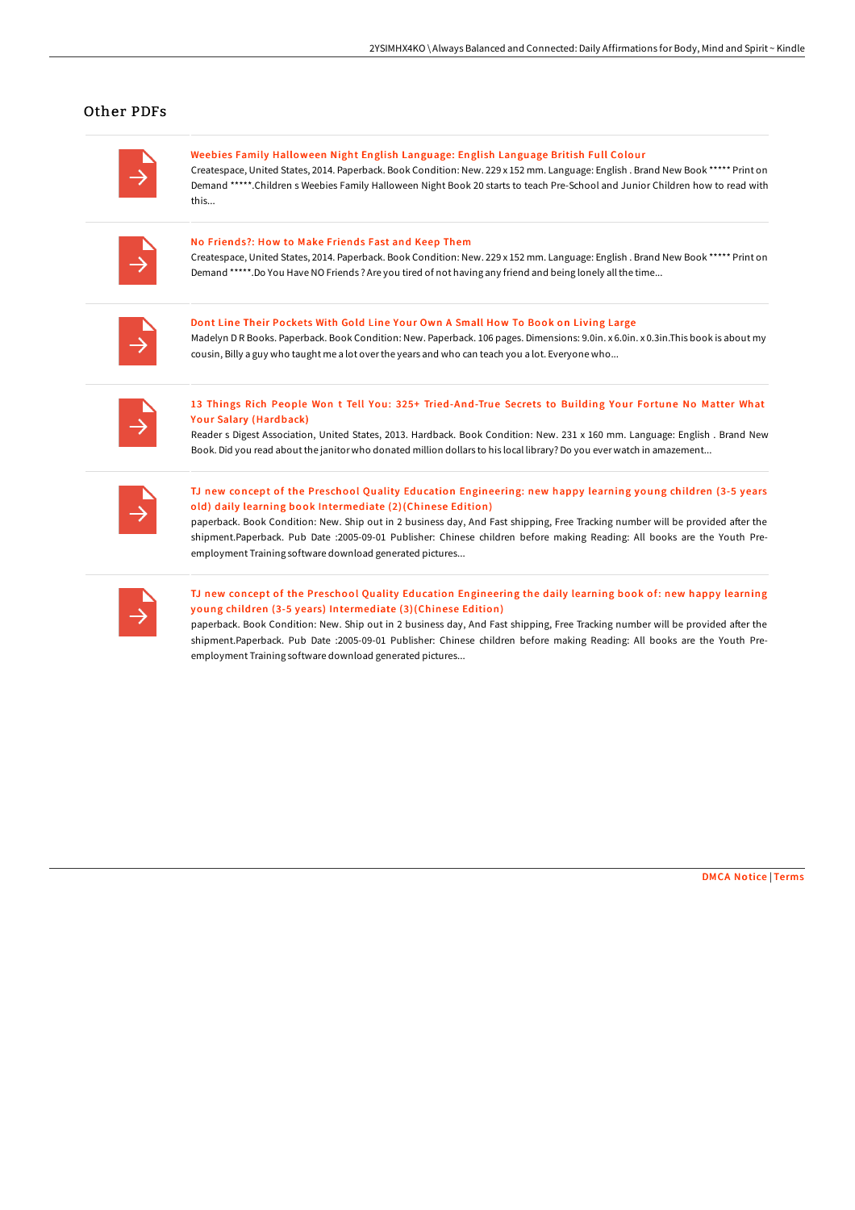## Other PDFs

**Weebies Family Halloween Night English Language: English Language British Full Colour**

Createspace, United States, 2014. Paperback. Book Condition: New. 229 x 152 mm. Language: English . Brand New Book ***** Print on Demand *****.Children s Weebies Family Halloween Night Book 20 starts to teach Pre-School and Junior Children how to read with this...

**No Friends?: How to Make Friends Fast and Keep Them**

Createspace, United States, 2014. Paperback. Book Condition: New. 229 x 152 mm. Language: English . Brand New Book ***** Print on Demand *****.Do You Have NO Friends ? Are you tired of not having any friend and being lonely all the time...

**Dont Line Their Pockets With Gold Line Your Own A Small How To Book on Living Large**

Madelyn D R Books. Paperback. Book Condition: New. Paperback. 106 pages. Dimensions: 9.0in. x 6.0in. x 0.3in.This book is about my cousin, Billy a guy who taught me a lot over the years and who can teach you a lot. Everyone who...

**13 Things Rich People Won t Tell You: 325+ Tried-And-True Secrets to Building Your Fortune No Matter What Your Salary (Hardback)**

Reader s Digest Association, United States, 2013. Hardback. Book Condition: New. 231 x 160 mm. Language: English . Brand New Book. Did you read about the janitor who donated million dollars to his local library? Do you ever watch in amazement...

**TJ new concept of the Preschool Quality Education Engineering: new happy learning young children (3-5 years old) daily learning book Intermediate (2)(Chinese Edition)**

paperback. Book Condition: New. Ship out in 2 business day, And Fast shipping, Free Tracking number will be provided after the shipment.Paperback. Pub Date :2005-09-01 Publisher: Chinese children before making Reading: All books are the Youth Pre-employment Training software download generated pictures...

**TJ new concept of the Preschool Quality Education Engineering the daily learning book of: new happy learning young children (3-5 years) Intermediate (3)(Chinese Edition)**

paperback. Book Condition: New. Ship out in 2 business day, And Fast shipping, Free Tracking number will be provided after the shipment.Paperback. Pub Date :2005-09-01 Publisher: Chinese children before making Reading: All books are the Youth Pre-employment Training software download generated pictures...